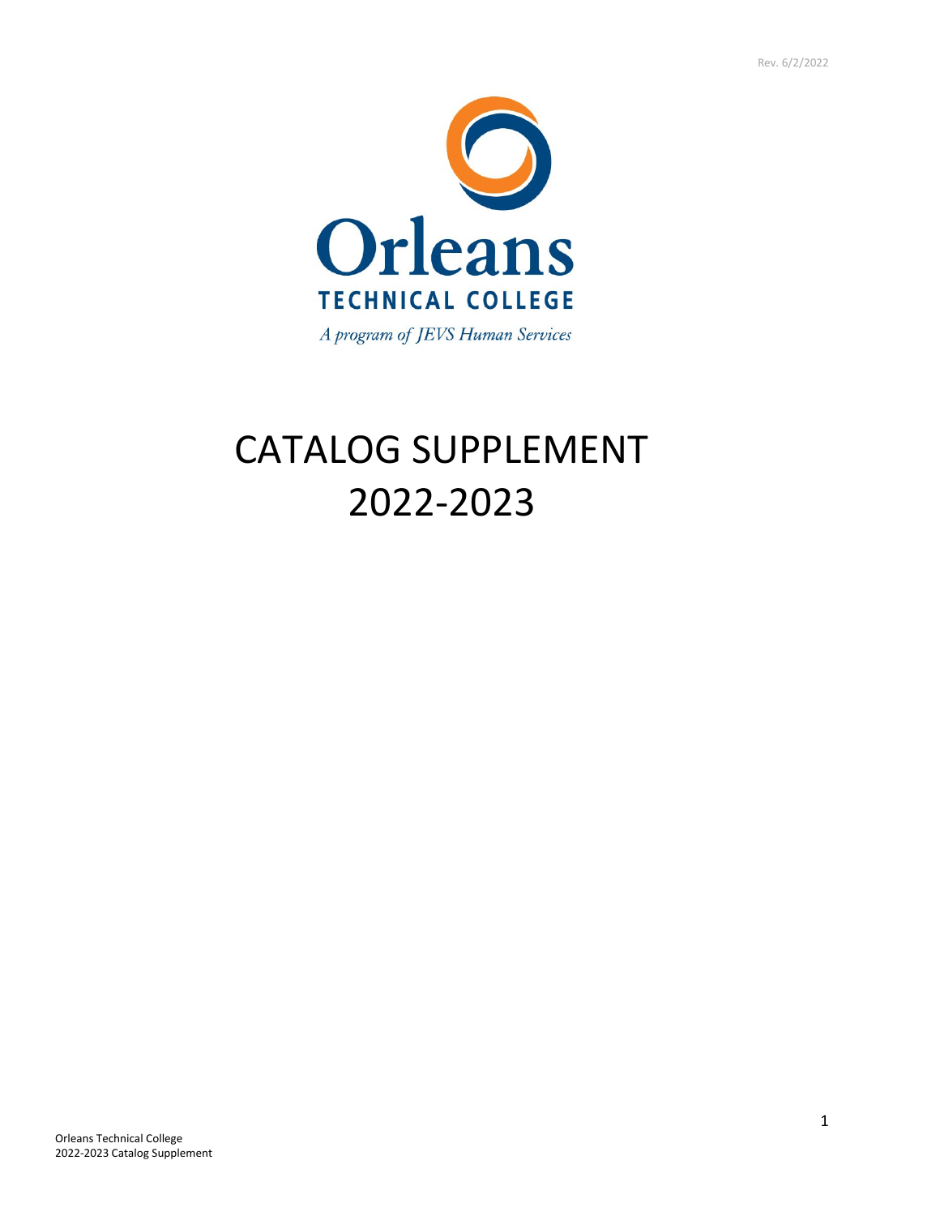Rev. 6/2/2022

Orleans
TECHNICAL COLLEGE

*A program of JEVS Human Services*

# CATALOG SUPPLEMENT
# 2022-2023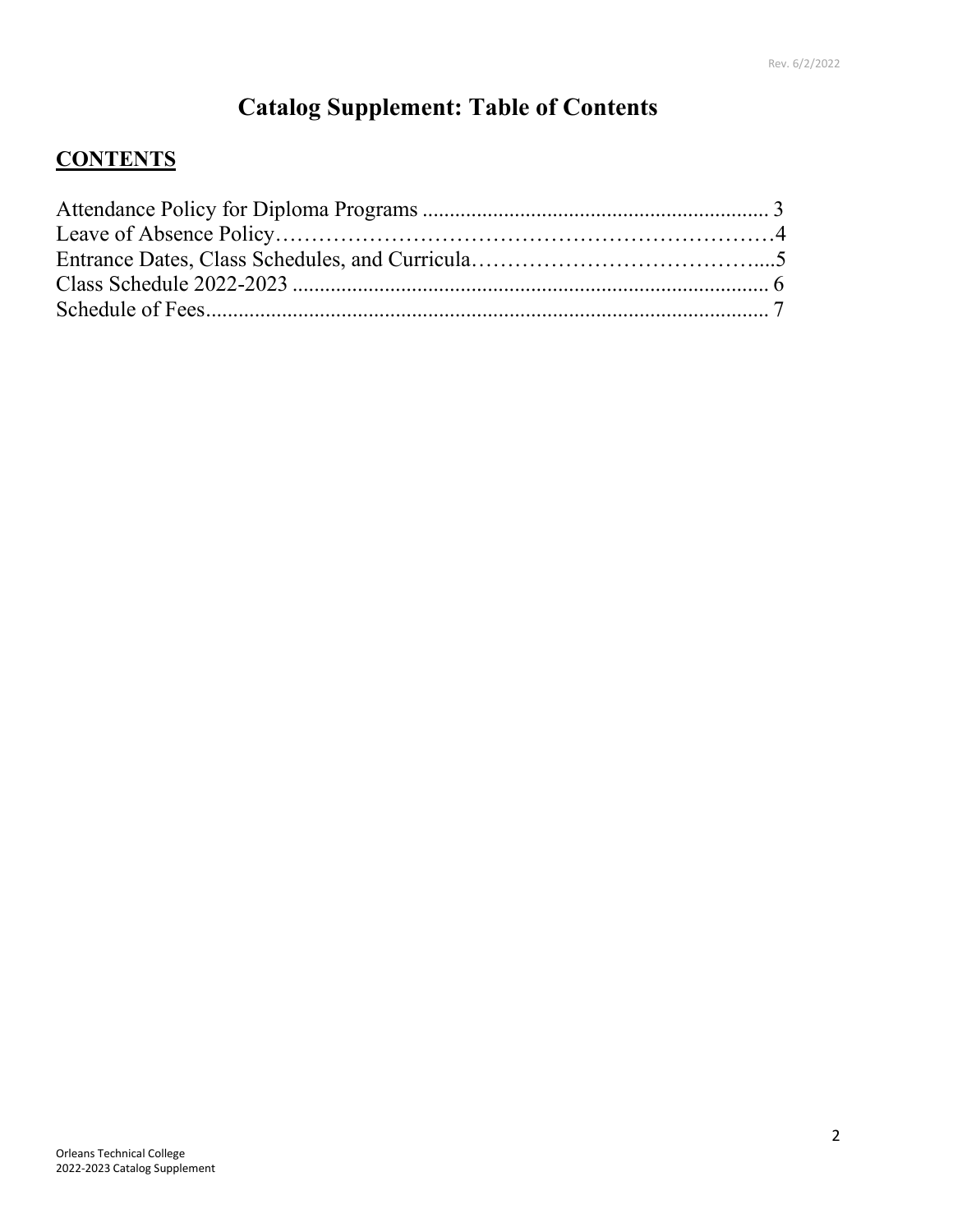# Catalog Supplement: Table of Contents

## CONTENTS

Attendance Policy for Diploma Programs ............................................................... 3
Leave of Absence Policy…………………………………………………………4
Entrance Dates, Class Schedules, and Curricula…………………………………....5
Class Schedule 2022-2023 ...................................................................................... 6
Schedule of Fees..................................................................................................... 7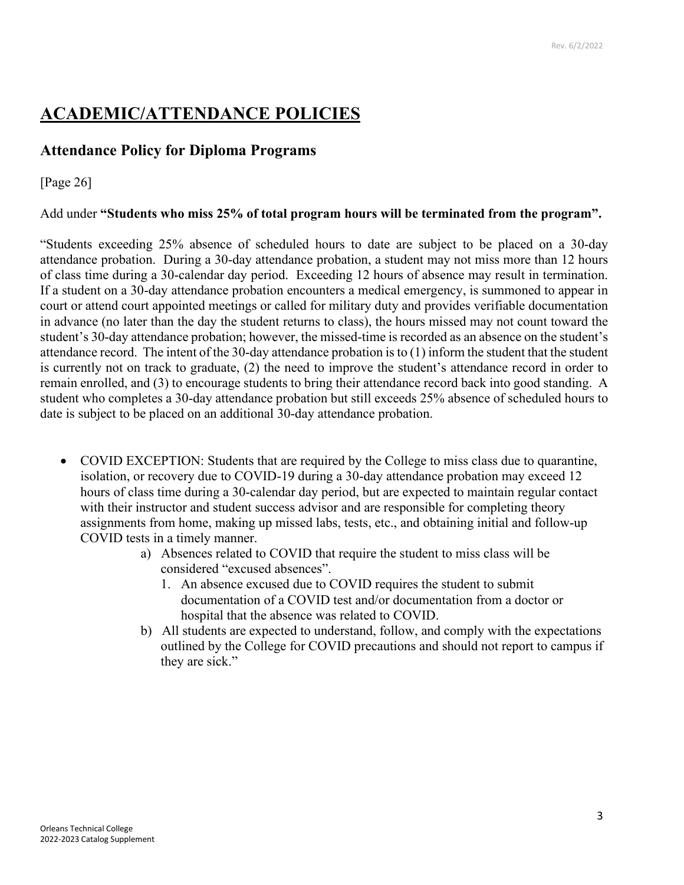# ACADEMIC/ATTENDANCE POLICIES

## Attendance Policy for Diploma Programs

[Page 26]

Add under **"Students who miss 25% of total program hours will be terminated from the program".**

"Students exceeding 25% absence of scheduled hours to date are subject to be placed on a 30-day attendance probation. During a 30-day attendance probation, a student may not miss more than 12 hours of class time during a 30-calendar day period. Exceeding 12 hours of absence may result in termination. If a student on a 30-day attendance probation encounters a medical emergency, is summoned to appear in court or attend court appointed meetings or called for military duty and provides verifiable documentation in advance (no later than the day the student returns to class), the hours missed may not count toward the student's 30-day attendance probation; however, the missed-time is recorded as an absence on the student's attendance record. The intent of the 30-day attendance probation is to (1) inform the student that the student is currently not on track to graduate, (2) the need to improve the student's attendance record in order to remain enrolled, and (3) to encourage students to bring their attendance record back into good standing. A student who completes a 30-day attendance probation but still exceeds 25% absence of scheduled hours to date is subject to be placed on an additional 30-day attendance probation.

- COVID EXCEPTION: Students that are required by the College to miss class due to quarantine, isolation, or recovery due to COVID-19 during a 30-day attendance probation may exceed 12 hours of class time during a 30-calendar day period, but are expected to maintain regular contact with their instructor and student success advisor and are responsible for completing theory assignments from home, making up missed labs, tests, etc., and obtaining initial and follow-up COVID tests in a timely manner.
    - a) Absences related to COVID that require the student to miss class will be considered "excused absences".
        1. An absence excused due to COVID requires the student to submit documentation of a COVID test and/or documentation from a doctor or hospital that the absence was related to COVID.
    - b) All students are expected to understand, follow, and comply with the expectations outlined by the College for COVID precautions and should not report to campus if they are sick."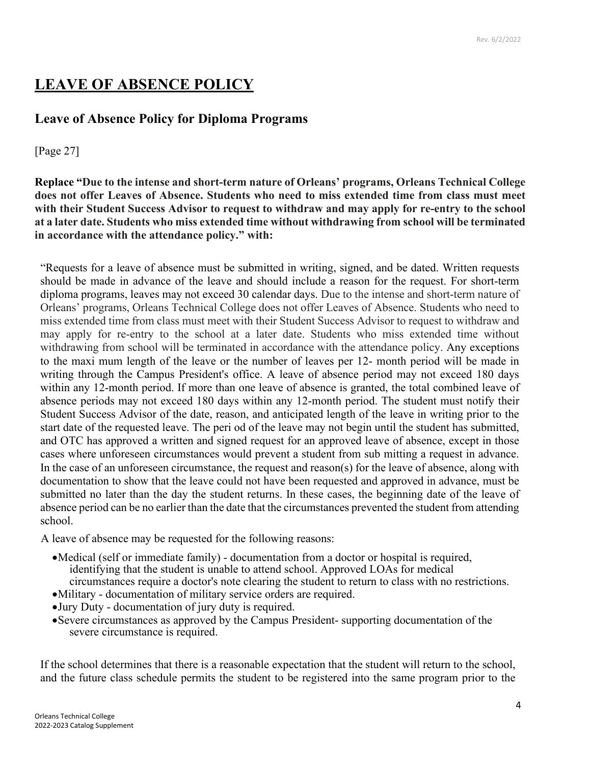# LEAVE OF ABSENCE POLICY

## Leave of Absence Policy for Diploma Programs

[Page 27]

**Replace "Due to the intense and short-term nature of Orleans' programs, Orleans Technical College does not offer Leaves of Absence. Students who need to miss extended time from class must meet with their Student Success Advisor to request to withdraw and may apply for re-entry to the school at a later date. Students who miss extended time without withdrawing from school will be terminated in accordance with the attendance policy." with:**

"Requests for a leave of absence must be submitted in writing, signed, and be dated. Written requests should be made in advance of the leave and should include a reason for the request. For short-term diploma programs, leaves may not exceed 30 calendar days. Due to the intense and short-term nature of Orleans' programs, Orleans Technical College does not offer Leaves of Absence. Students who need to miss extended time from class must meet with their Student Success Advisor to request to withdraw and may apply for re-entry to the school at a later date. Students who miss extended time without withdrawing from school will be terminated in accordance with the attendance policy. Any exceptions to the maxi mum length of the leave or the number of leaves per 12- month period will be made in writing through the Campus President's office. A leave of absence period may not exceed 180 days within any 12-month period. If more than one leave of absence is granted, the total combined leave of absence periods may not exceed 180 days within any 12-month period. The student must notify their Student Success Advisor of the date, reason, and anticipated length of the leave in writing prior to the start date of the requested leave. The peri od of the leave may not begin until the student has submitted, and OTC has approved a written and signed request for an approved leave of absence, except in those cases where unforeseen circumstances would prevent a student from sub mitting a request in advance. In the case of an unforeseen circumstance, the request and reason(s) for the leave of absence, along with documentation to show that the leave could not have been requested and approved in advance, must be submitted no later than the day the student returns. In these cases, the beginning date of the leave of absence period can be no earlier than the date that the circumstances prevented the student from attending school.

A leave of absence may be requested for the following reasons:

- Medical (self or immediate family) - documentation from a doctor or hospital is required, identifying that the student is unable to attend school. Approved LOAs for medical circumstances require a doctor's note clearing the student to return to class with no restrictions.
- Military - documentation of military service orders are required.
- Jury Duty - documentation of jury duty is required.
- Severe circumstances as approved by the Campus President- supporting documentation of the severe circumstance is required.

If the school determines that there is a reasonable expectation that the student will return to the school, and the future class schedule permits the student to be registered into the same program prior to the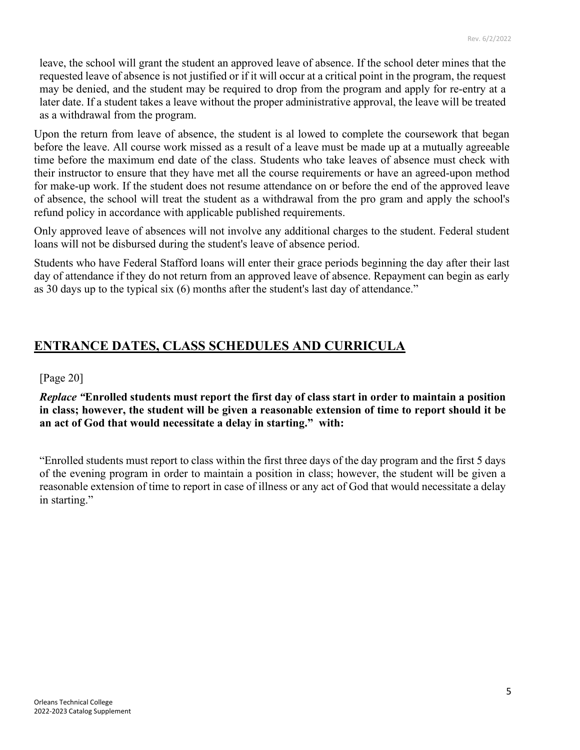leave, the school will grant the student an approved leave of absence. If the school deter mines that the requested leave of absence is not justified or if it will occur at a critical point in the program, the request may be denied, and the student may be required to drop from the program and apply for re-entry at a later date. If a student takes a leave without the proper administrative approval, the leave will be treated as a withdrawal from the program.

Upon the return from leave of absence, the student is al lowed to complete the coursework that began before the leave. All course work missed as a result of a leave must be made up at a mutually agreeable time before the maximum end date of the class. Students who take leaves of absence must check with their instructor to ensure that they have met all the course requirements or have an agreed-upon method for make-up work. If the student does not resume attendance on or before the end of the approved leave of absence, the school will treat the student as a withdrawal from the pro gram and apply the school's refund policy in accordance with applicable published requirements.

Only approved leave of absences will not involve any additional charges to the student. Federal student loans will not be disbursed during the student's leave of absence period.

Students who have Federal Stafford loans will enter their grace periods beginning the day after their last day of attendance if they do not return from an approved leave of absence. Repayment can begin as early as 30 days up to the typical six (6) months after the student's last day of attendance."

## ENTRANCE DATES, CLASS SCHEDULES AND CURRICULA

[Page 20]

***Replace* "Enrolled students must report the first day of class start in order to maintain a position in class; however, the student will be given a reasonable extension of time to report should it be an act of God that would necessitate a delay in starting." with:**

"Enrolled students must report to class within the first three days of the day program and the first 5 days of the evening program in order to maintain a position in class; however, the student will be given a reasonable extension of time to report in case of illness or any act of God that would necessitate a delay in starting."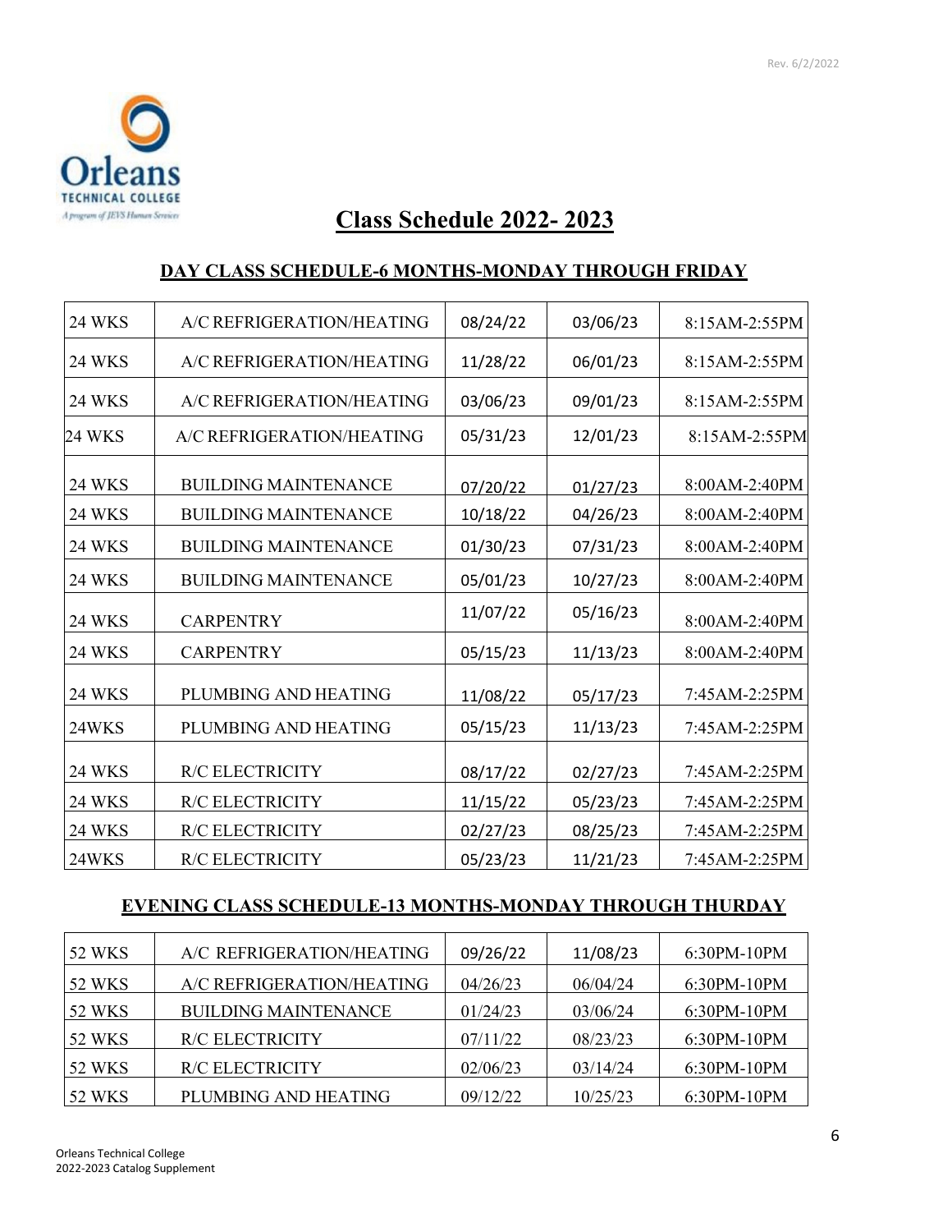Rev. 6/2/2022

Orleans
TECHNICAL COLLEGE
A program of JEVS Human Services

# Class Schedule 2022- 2023

## DAY CLASS SCHEDULE-6 MONTHS-MONDAY THROUGH FRIDAY

| | | | | |
|---|---|---|---|---|
| 24 WKS | A/C REFRIGERATION/HEATING | 08/24/22 | 03/06/23 | 8:15AM-2:55PM |
| 24 WKS | A/C REFRIGERATION/HEATING | 11/28/22 | 06/01/23 | 8:15AM-2:55PM |
| 24 WKS | A/C REFRIGERATION/HEATING | 03/06/23 | 09/01/23 | 8:15AM-2:55PM |
| 24 WKS | A/C REFRIGERATION/HEATING | 05/31/23 | 12/01/23 | 8:15AM-2:55PM |
| 24 WKS | BUILDING MAINTENANCE | 07/20/22 | 01/27/23 | 8:00AM-2:40PM |
| 24 WKS | BUILDING MAINTENANCE | 10/18/22 | 04/26/23 | 8:00AM-2:40PM |
| 24 WKS | BUILDING MAINTENANCE | 01/30/23 | 07/31/23 | 8:00AM-2:40PM |
| 24 WKS | BUILDING MAINTENANCE | 05/01/23 | 10/27/23 | 8:00AM-2:40PM |
| 24 WKS | CARPENTRY | 11/07/22 | 05/16/23 | 8:00AM-2:40PM |
| 24 WKS | CARPENTRY | 05/15/23 | 11/13/23 | 8:00AM-2:40PM |
| 24 WKS | PLUMBING AND HEATING | 11/08/22 | 05/17/23 | 7:45AM-2:25PM |
| 24WKS | PLUMBING AND HEATING | 05/15/23 | 11/13/23 | 7:45AM-2:25PM |
| 24 WKS | R/C ELECTRICITY | 08/17/22 | 02/27/23 | 7:45AM-2:25PM |
| 24 WKS | R/C ELECTRICITY | 11/15/22 | 05/23/23 | 7:45AM-2:25PM |
| 24 WKS | R/C ELECTRICITY | 02/27/23 | 08/25/23 | 7:45AM-2:25PM |
| 24WKS | R/C ELECTRICITY | 05/23/23 | 11/21/23 | 7:45AM-2:25PM |

## EVENING CLASS SCHEDULE-13 MONTHS-MONDAY THROUGH THURDAY

| | | | | |
|---|---|---|---|---|
| 52 WKS | A/C REFRIGERATION/HEATING | 09/26/22 | 11/08/23 | 6:30PM-10PM |
| 52 WKS | A/C REFRIGERATION/HEATING | 04/26/23 | 06/04/24 | 6:30PM-10PM |
| 52 WKS | BUILDING MAINTENANCE | 01/24/23 | 03/06/24 | 6:30PM-10PM |
| 52 WKS | R/C ELECTRICITY | 07/11/22 | 08/23/23 | 6:30PM-10PM |
| 52 WKS | R/C ELECTRICITY | 02/06/23 | 03/14/24 | 6:30PM-10PM |
| 52 WKS | PLUMBING AND HEATING | 09/12/22 | 10/25/23 | 6:30PM-10PM |

Orleans Technical College
2022-2023 Catalog Supplement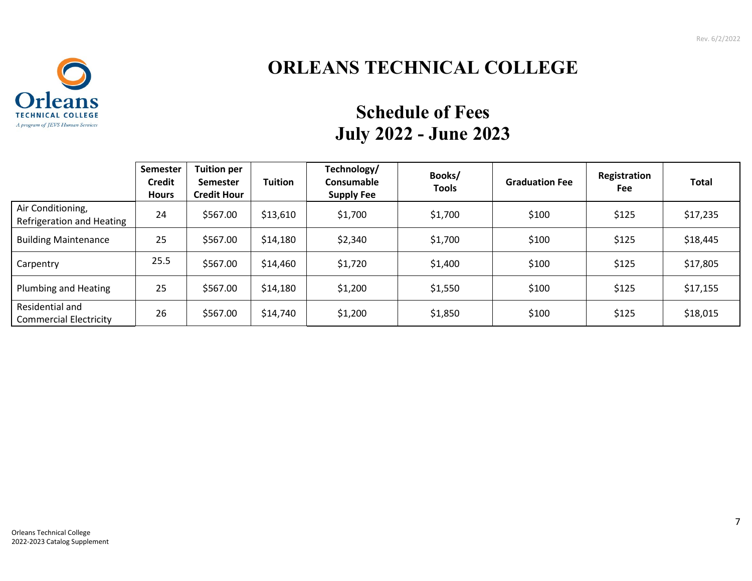# ORLEANS TECHNICAL COLLEGE

## Schedule of Fees
## July 2022 - June 2023

| | Semester Credit Hours | Tuition per Semester Credit Hour | Tuition | Technology/ Consumable Supply Fee | Books/ Tools | Graduation Fee | Registration Fee | Total |
|---|---|---|---|---|---|---|---|---|
| Air Conditioning, Refrigeration and Heating | 24 | $567.00 | $13,610 | $1,700 | $1,700 | $100 | $125 | $17,235 |
| Building Maintenance | 25 | $567.00 | $14,180 | $2,340 | $1,700 | $100 | $125 | $18,445 |
| Carpentry | 25.5 | $567.00 | $14,460 | $1,720 | $1,400 | $100 | $125 | $17,805 |
| Plumbing and Heating | 25 | $567.00 | $14,180 | $1,200 | $1,550 | $100 | $125 | $17,155 |
| Residential and Commercial Electricity | 26 | $567.00 | $14,740 | $1,200 | $1,850 | $100 | $125 | $18,015 |